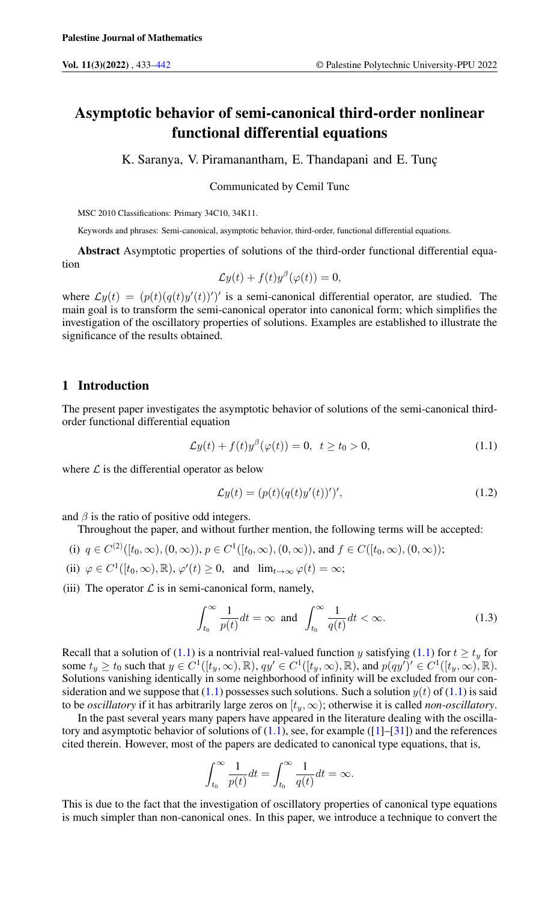# Asymptotic behavior of semi-canonical third-order nonlinear functional differential equations

K. Saranya, V. Piramanantham, E. Thandapani and E. Tunç

Communicated by Cemil Tunc

MSC 2010 Classifications: Primary 34C10, 34K11.

Keywords and phrases: Semi-canonical, asymptotic behavior, third-order, functional differential equations.

**Abstract** Asymptotic properties of solutions of the third-order functional differential equation

$$\mathcal{L}y(t) + f(t)y^{\beta}(\varphi(t)) = 0,$$

where $\mathcal{L}y(t) = (p(t)(q(t)y'(t))')'$ is a semi-canonical differential operator, are studied. The main goal is to transform the semi-canonical operator into canonical form; which simplifies the investigation of the oscillatory properties of solutions. Examples are established to illustrate the significance of the results obtained.

## 1 Introduction

The present paper investigates the asymptotic behavior of solutions of the semi-canonical third-order functional differential equation

$$\mathcal{L}y(t) + f(t)y^{\beta}(\varphi(t)) = 0, \quad t \geq t_0 > 0, \tag{1.1}$$

where $\mathcal{L}$ is the differential operator as below

$$\mathcal{L}y(t) = (p(t)(q(t)y'(t))')', \tag{1.2}$$

and $\beta$ is the ratio of positive odd integers.

Throughout the paper, and without further mention, the following terms will be accepted:

(i) $q \in C^{(2)}([t_0,\infty),(0,\infty))$, $p \in C^1([t_0,\infty),(0,\infty))$, and $f \in C([t_0,\infty),(0,\infty))$;

(ii) $\varphi \in C^1([t_0,\infty),\mathbb{R})$, $\varphi'(t) \geq 0$, and $\lim_{t\to\infty}\varphi(t) = \infty$;

(iii) The operator $\mathcal{L}$ is in semi-canonical form, namely,

$$\int_{t_0}^{\infty} \frac{1}{p(t)}dt = \infty \text{ and } \int_{t_0}^{\infty} \frac{1}{q(t)}dt < \infty. \tag{1.3}$$

Recall that a solution of (1.1) is a nontrivial real-valued function $y$ satisfying (1.1) for $t \geq t_y$ for some $t_y \geq t_0$ such that $y \in C^1([t_y,\infty),\mathbb{R})$, $qy' \in C^1([t_y,\infty),\mathbb{R})$, and $p(qy')' \in C^1([t_y,\infty),\mathbb{R})$. Solutions vanishing identically in some neighborhood of infinity will be excluded from our consideration and we suppose that (1.1) possesses such solutions. Such a solution $y(t)$ of (1.1) is said to be *oscillatory* if it has arbitrarily large zeros on $[t_y,\infty)$; otherwise it is called *non-oscillatory*.

In the past several years many papers have appeared in the literature dealing with the oscillatory and asymptotic behavior of solutions of (1.1), see, for example ([1]–[31]) and the references cited therein. However, most of the papers are dedicated to canonical type equations, that is,

$$\int_{t_0}^{\infty} \frac{1}{p(t)}dt = \int_{t_0}^{\infty} \frac{1}{q(t)}dt = \infty.$$

This is due to the fact that the investigation of oscillatory properties of canonical type equations is much simpler than non-canonical ones. In this paper, we introduce a technique to convert the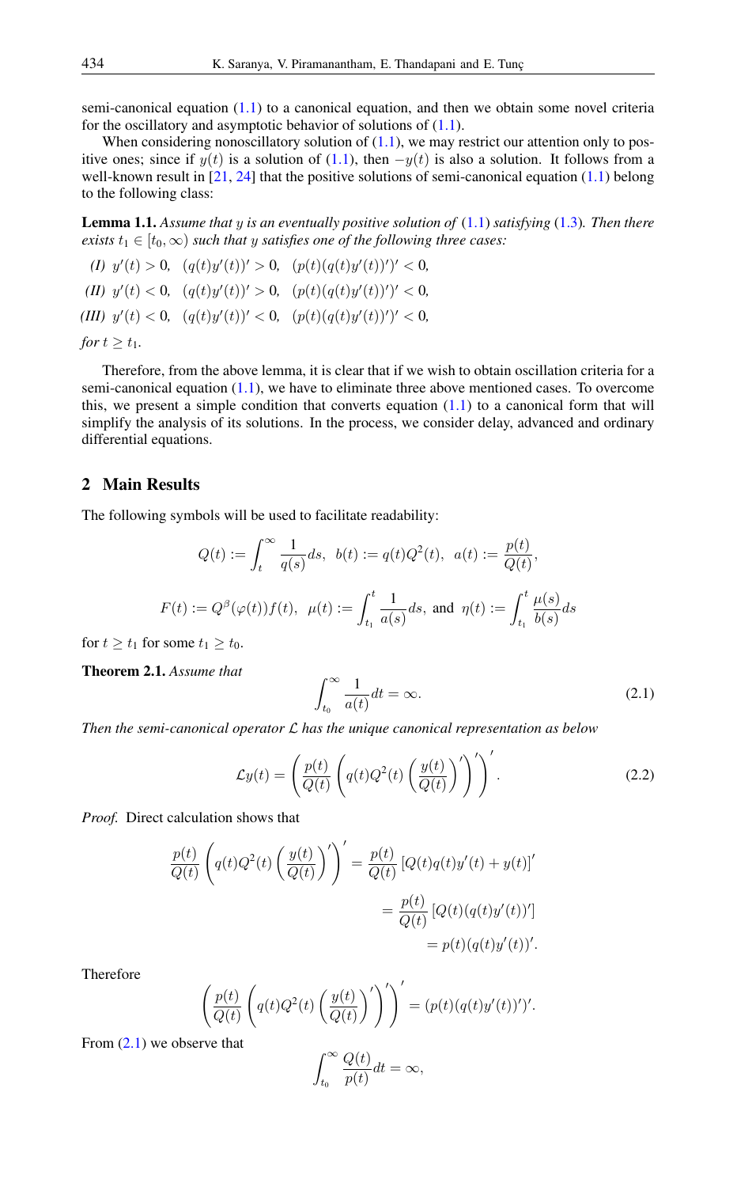semi-canonical equation (1.1) to a canonical equation, and then we obtain some novel criteria for the oscillatory and asymptotic behavior of solutions of (1.1).

When considering nonoscillatory solution of (1.1), we may restrict our attention only to positive ones; since if $y(t)$ is a solution of (1.1), then $-y(t)$ is also a solution. It follows from a well-known result in [21, 24] that the positive solutions of semi-canonical equation (1.1) belong to the following class:

**Lemma 1.1.** *Assume that $y$ is an eventually positive solution of (1.1) satisfying (1.3). Then there exists $t_1 \in [t_0, \infty)$ such that $y$ satisfies one of the following three cases:*

*(I)* $y'(t) > 0, \quad (q(t)y'(t))' > 0, \quad (p(t)(q(t)y'(t))')' < 0,$

*(II)* $y'(t) < 0, \quad (q(t)y'(t))' > 0, \quad (p(t)(q(t)y'(t))')' < 0,$

*(III)* $y'(t) < 0, \quad (q(t)y'(t))' < 0, \quad (p(t)(q(t)y'(t))')' < 0,$

*for $t \geq t_1$.*

Therefore, from the above lemma, it is clear that if we wish to obtain oscillation criteria for a semi-canonical equation (1.1), we have to eliminate three above mentioned cases. To overcome this, we present a simple condition that converts equation (1.1) to a canonical form that will simplify the analysis of its solutions. In the process, we consider delay, advanced and ordinary differential equations.

## 2 Main Results

The following symbols will be used to facilitate readability:

$$Q(t) := \int_t^\infty \frac{1}{q(s)} ds, \;\; b(t) := q(t)Q^2(t), \;\; a(t) := \frac{p(t)}{Q(t)},$$

$$F(t) := Q^\beta(\varphi(t))f(t), \;\; \mu(t) := \int_{t_1}^t \frac{1}{a(s)} ds, \text{ and } \eta(t) := \int_{t_1}^t \frac{\mu(s)}{b(s)} ds$$

for $t \geq t_1$ for some $t_1 \geq t_0$.

**Theorem 2.1.** *Assume that*

$$\int_{t_0}^\infty \frac{1}{a(t)} dt = \infty. \tag{2.1}$$

*Then the semi-canonical operator $\mathcal{L}$ has the unique canonical representation as below*

$$\mathcal{L}y(t) = \left( \frac{p(t)}{Q(t)} \left( q(t)Q^2(t) \left( \frac{y(t)}{Q(t)} \right)' \right)' \right)'. \tag{2.2}$$

*Proof.* Direct calculation shows that

$$\begin{aligned}
\frac{p(t)}{Q(t)} \left( q(t)Q^2(t) \left( \frac{y(t)}{Q(t)} \right)' \right)' &= \frac{p(t)}{Q(t)} \left[ Q(t)q(t)y'(t) + y(t) \right]' \\
&= \frac{p(t)}{Q(t)} \left[ Q(t)(q(t)y'(t))' \right] \\
&= p(t)(q(t)y'(t))'.
\end{aligned}$$

Therefore

$$\left( \frac{p(t)}{Q(t)} \left( q(t)Q^2(t) \left( \frac{y(t)}{Q(t)} \right)' \right)' \right)' = (p(t)(q(t)y'(t))')'.$$

From (2.1) we observe that

$$\int_{t_0}^\infty \frac{Q(t)}{p(t)} dt = \infty,$$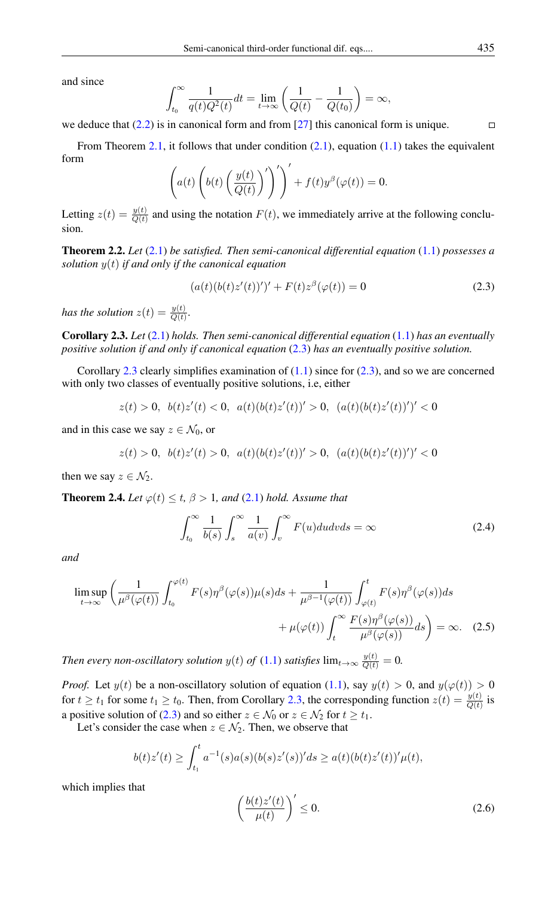and since

$$\int_{t_0}^{\infty} \frac{1}{q(t)Q^2(t)} dt = \lim_{t\to\infty} \left( \frac{1}{Q(t)} - \frac{1}{Q(t_0)} \right) = \infty,$$

we deduce that (2.2) is in canonical form and from [27] this canonical form is unique. □

From Theorem 2.1, it follows that under condition (2.1), equation (1.1) takes the equivalent form

$$\left( a(t) \left( b(t) \left( \frac{y(t)}{Q(t)} \right)' \right)' \right)' + f(t) y^{\beta}(\varphi(t)) = 0.$$

Letting $z(t) = \frac{y(t)}{Q(t)}$ and using the notation $F(t)$, we immediately arrive at the following conclusion.

**Theorem 2.2.** *Let (2.1) be satisfied. Then semi-canonical differential equation (1.1) possesses a solution $y(t)$ if and only if the canonical equation*

$$(a(t)(b(t)z'(t))')' + F(t)z^{\beta}(\varphi(t)) = 0 \tag{2.3}$$

*has the solution $z(t) = \frac{y(t)}{Q(t)}$.*

**Corollary 2.3.** *Let (2.1) holds. Then semi-canonical differential equation (1.1) has an eventually positive solution if and only if canonical equation (2.3) has an eventually positive solution.*

Corollary 2.3 clearly simplifies examination of (1.1) since for (2.3), and so we are concerned with only two classes of eventually positive solutions, i.e, either

$$z(t) > 0, \;\; b(t)z'(t) < 0, \;\; a(t)(b(t)z'(t))' > 0, \;\; (a(t)(b(t)z'(t))')' < 0$$

and in this case we say $z \in \mathcal{N}_0$, or

$$z(t) > 0, \;\; b(t)z'(t) > 0, \;\; a(t)(b(t)z'(t))' > 0, \;\; (a(t)(b(t)z'(t))')' < 0$$

then we say $z \in \mathcal{N}_2$.

**Theorem 2.4.** *Let $\varphi(t) \le t$, $\beta > 1$, and (2.1) hold. Assume that*

$$\int_{t_0}^{\infty} \frac{1}{b(s)} \int_s^{\infty} \frac{1}{a(v)} \int_v^{\infty} F(u) du dv ds = \infty \tag{2.4}$$

*and*

$$\limsup_{t\to\infty} \left( \frac{1}{\mu^{\beta}(\varphi(t))} \int_{t_0}^{\varphi(t)} F(s)\eta^{\beta}(\varphi(s))\mu(s) ds + \frac{1}{\mu^{\beta-1}(\varphi(t))} \int_{\varphi(t)}^{t} F(s)\eta^{\beta}(\varphi(s)) ds \right.$$
$$\left. + \mu(\varphi(t)) \int_t^{\infty} \frac{F(s)\eta^{\beta}(\varphi(s))}{\mu^{\beta}(\varphi(s))} ds \right) = \infty. \tag{2.5}$$

*Then every non-oscillatory solution $y(t)$ of (1.1) satisfies $\lim_{t\to\infty} \frac{y(t)}{Q(t)} = 0$.*

*Proof.* Let $y(t)$ be a non-oscillatory solution of equation (1.1), say $y(t) > 0$, and $y(\varphi(t)) > 0$ for $t \ge t_1$ for some $t_1 \ge t_0$. Then, from Corollary 2.3, the corresponding function $z(t) = \frac{y(t)}{Q(t)}$ is a positive solution of (2.3) and so either $z \in \mathcal{N}_0$ or $z \in \mathcal{N}_2$ for $t \ge t_1$.

Let's consider the case when $z \in \mathcal{N}_2$. Then, we observe that

$$b(t)z'(t) \ge \int_{t_1}^{t} a^{-1}(s)a(s)(b(s)z'(s))' ds \ge a(t)(b(t)z'(t))'\mu(t),$$

which implies that

$$\left( \frac{b(t)z'(t)}{\mu(t)} \right)' \le 0. \tag{2.6}$$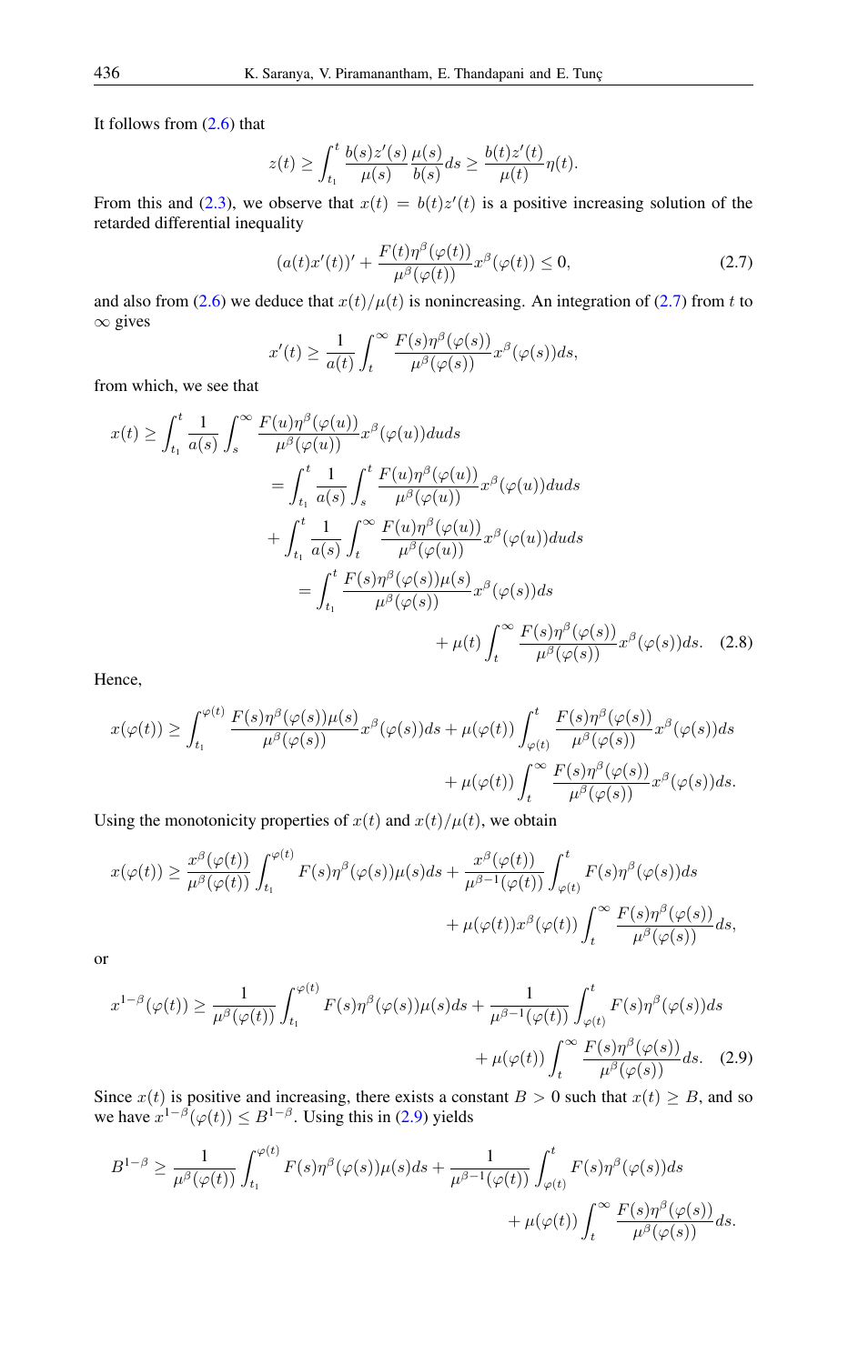It follows from (2.6) that

$$z(t) \geq \int_{t_1}^{t} \frac{b(s)z'(s)}{\mu(s)} \frac{\mu(s)}{b(s)} ds \geq \frac{b(t)z'(t)}{\mu(t)} \eta(t).$$

From this and (2.3), we observe that $x(t) = b(t)z'(t)$ is a positive increasing solution of the retarded differential inequality

$$(a(t)x'(t))' + \frac{F(t)\eta^{\beta}(\varphi(t))}{\mu^{\beta}(\varphi(t))} x^{\beta}(\varphi(t)) \leq 0, \tag{2.7}$$

and also from (2.6) we deduce that $x(t)/\mu(t)$ is nonincreasing. An integration of (2.7) from $t$ to $\infty$ gives

$$x'(t) \geq \frac{1}{a(t)} \int_{t}^{\infty} \frac{F(s)\eta^{\beta}(\varphi(s))}{\mu^{\beta}(\varphi(s))} x^{\beta}(\varphi(s)) ds,$$

from which, we see that

$$\begin{aligned}
x(t) &\geq \int_{t_1}^{t} \frac{1}{a(s)} \int_{s}^{\infty} \frac{F(u)\eta^{\beta}(\varphi(u))}{\mu^{\beta}(\varphi(u))} x^{\beta}(\varphi(u)) du ds \\
&= \int_{t_1}^{t} \frac{1}{a(s)} \int_{s}^{t} \frac{F(u)\eta^{\beta}(\varphi(u))}{\mu^{\beta}(\varphi(u))} x^{\beta}(\varphi(u)) du ds \\
&\quad + \int_{t_1}^{t} \frac{1}{a(s)} \int_{t}^{\infty} \frac{F(u)\eta^{\beta}(\varphi(u))}{\mu^{\beta}(\varphi(u))} x^{\beta}(\varphi(u)) du ds \\
&= \int_{t_1}^{t} \frac{F(s)\eta^{\beta}(\varphi(s))\mu(s)}{\mu^{\beta}(\varphi(s))} x^{\beta}(\varphi(s)) ds \\
&\quad + \mu(t) \int_{t}^{\infty} \frac{F(s)\eta^{\beta}(\varphi(s))}{\mu^{\beta}(\varphi(s))} x^{\beta}(\varphi(s)) ds. \qquad (2.8)
\end{aligned}$$

Hence,

$$\begin{aligned}
x(\varphi(t)) &\geq \int_{t_1}^{\varphi(t)} \frac{F(s)\eta^{\beta}(\varphi(s))\mu(s)}{\mu^{\beta}(\varphi(s))} x^{\beta}(\varphi(s)) ds + \mu(\varphi(t)) \int_{\varphi(t)}^{t} \frac{F(s)\eta^{\beta}(\varphi(s))}{\mu^{\beta}(\varphi(s))} x^{\beta}(\varphi(s)) ds \\
&\quad + \mu(\varphi(t)) \int_{t}^{\infty} \frac{F(s)\eta^{\beta}(\varphi(s))}{\mu^{\beta}(\varphi(s))} x^{\beta}(\varphi(s)) ds.
\end{aligned}$$

Using the monotonicity properties of $x(t)$ and $x(t)/\mu(t)$, we obtain

$$\begin{aligned}
x(\varphi(t)) &\geq \frac{x^{\beta}(\varphi(t))}{\mu^{\beta}(\varphi(t))} \int_{t_1}^{\varphi(t)} F(s)\eta^{\beta}(\varphi(s))\mu(s) ds + \frac{x^{\beta}(\varphi(t))}{\mu^{\beta-1}(\varphi(t))} \int_{\varphi(t)}^{t} F(s)\eta^{\beta}(\varphi(s)) ds \\
&\quad + \mu(\varphi(t)) x^{\beta}(\varphi(t)) \int_{t}^{\infty} \frac{F(s)\eta^{\beta}(\varphi(s))}{\mu^{\beta}(\varphi(s))} ds,
\end{aligned}$$

or

$$\begin{aligned}
x^{1-\beta}(\varphi(t)) &\geq \frac{1}{\mu^{\beta}(\varphi(t))} \int_{t_1}^{\varphi(t)} F(s)\eta^{\beta}(\varphi(s))\mu(s) ds + \frac{1}{\mu^{\beta-1}(\varphi(t))} \int_{\varphi(t)}^{t} F(s)\eta^{\beta}(\varphi(s)) ds \\
&\quad + \mu(\varphi(t)) \int_{t}^{\infty} \frac{F(s)\eta^{\beta}(\varphi(s))}{\mu^{\beta}(\varphi(s))} ds. \qquad (2.9)
\end{aligned}$$

Since $x(t)$ is positive and increasing, there exists a constant $B > 0$ such that $x(t) \geq B$, and so we have $x^{1-\beta}(\varphi(t)) \leq B^{1-\beta}$. Using this in (2.9) yields

$$\begin{aligned}
B^{1-\beta} &\geq \frac{1}{\mu^{\beta}(\varphi(t))} \int_{t_1}^{\varphi(t)} F(s)\eta^{\beta}(\varphi(s))\mu(s) ds + \frac{1}{\mu^{\beta-1}(\varphi(t))} \int_{\varphi(t)}^{t} F(s)\eta^{\beta}(\varphi(s)) ds \\
&\quad + \mu(\varphi(t)) \int_{t}^{\infty} \frac{F(s)\eta^{\beta}(\varphi(s))}{\mu^{\beta}(\varphi(s))} ds.
\end{aligned}$$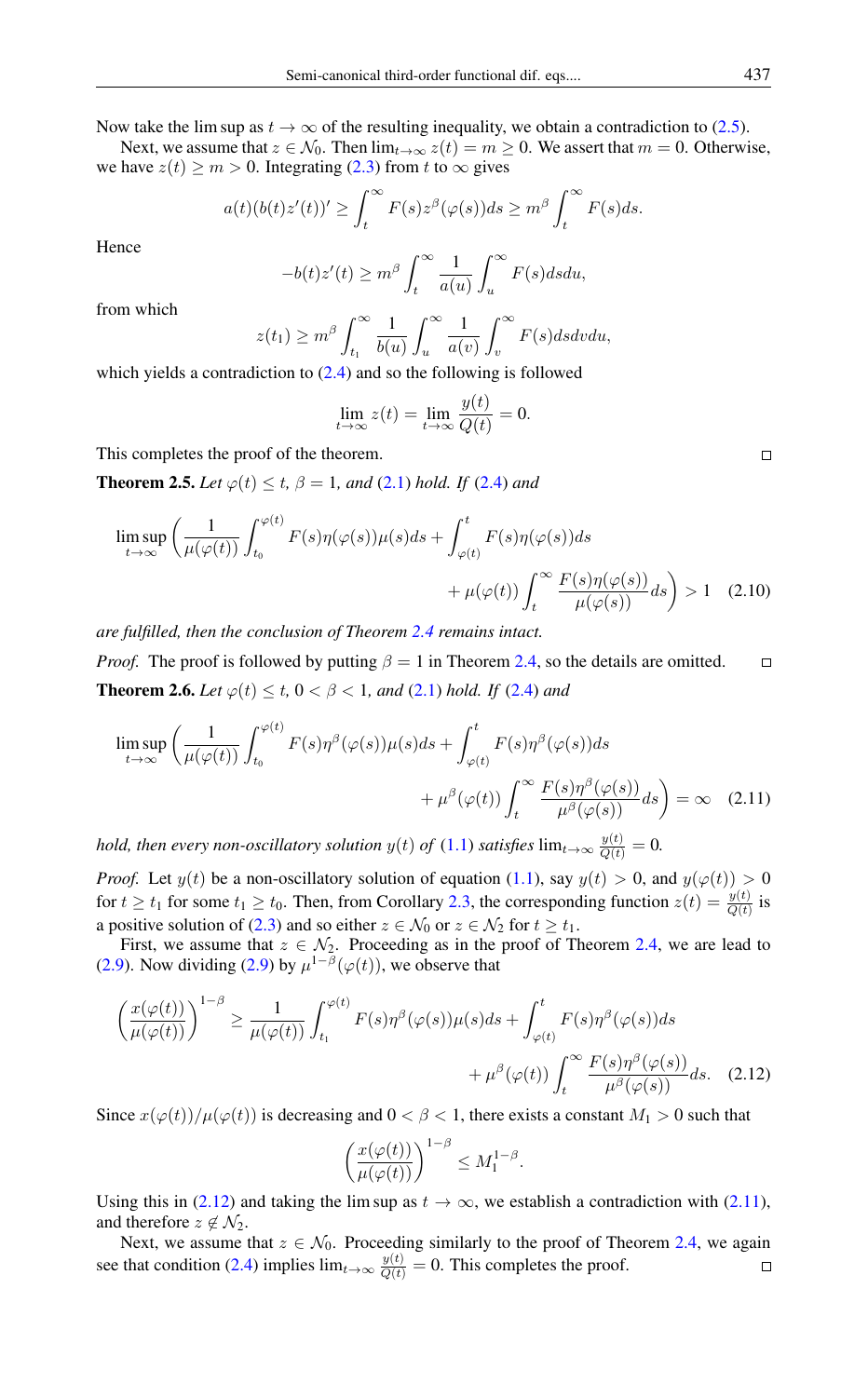Now take the lim sup as $t \to \infty$ of the resulting inequality, we obtain a contradiction to (2.5).

Next, we assume that $z \in \mathcal{N}_0$. Then $\lim_{t\to\infty} z(t) = m \geq 0$. We assert that $m = 0$. Otherwise, we have $z(t) \geq m > 0$. Integrating (2.3) from $t$ to $\infty$ gives

$$a(t)(b(t)z'(t))' \geq \int_t^\infty F(s)z^\beta(\varphi(s))ds \geq m^\beta \int_t^\infty F(s)ds.$$

Hence

$$-b(t)z'(t) \geq m^\beta \int_t^\infty \frac{1}{a(u)} \int_u^\infty F(s)dsdu,$$

from which

$$z(t_1) \geq m^\beta \int_{t_1}^\infty \frac{1}{b(u)} \int_u^\infty \frac{1}{a(v)} \int_v^\infty F(s)dsdvdu,$$

which yields a contradiction to (2.4) and so the following is followed

$$\lim_{t\to\infty} z(t) = \lim_{t\to\infty} \frac{y(t)}{Q(t)} = 0.$$

This completes the proof of the theorem. □

**Theorem 2.5.** *Let $\varphi(t) \leq t$, $\beta = 1$, and (2.1) hold. If (2.4) and*

$$\limsup_{t\to\infty} \left( \frac{1}{\mu(\varphi(t))} \int_{t_0}^{\varphi(t)} F(s)\eta(\varphi(s))\mu(s)ds + \int_{\varphi(t)}^t F(s)\eta(\varphi(s))ds + \mu(\varphi(t)) \int_t^\infty \frac{F(s)\eta(\varphi(s))}{\mu(\varphi(s))}ds \right) > 1 \quad (2.10)$$

*are fulfilled, then the conclusion of Theorem 2.4 remains intact.*

*Proof.* The proof is followed by putting $\beta = 1$ in Theorem 2.4, so the details are omitted. □

**Theorem 2.6.** *Let $\varphi(t) \leq t$, $0 < \beta < 1$, and (2.1) hold. If (2.4) and*

$$\limsup_{t\to\infty} \left( \frac{1}{\mu(\varphi(t))} \int_{t_0}^{\varphi(t)} F(s)\eta^\beta(\varphi(s))\mu(s)ds + \int_{\varphi(t)}^t F(s)\eta^\beta(\varphi(s))ds + \mu^\beta(\varphi(t)) \int_t^\infty \frac{F(s)\eta^\beta(\varphi(s))}{\mu^\beta(\varphi(s))}ds \right) = \infty \quad (2.11)$$

*hold, then every non-oscillatory solution $y(t)$ of (1.1) satisfies $\lim_{t\to\infty} \frac{y(t)}{Q(t)} = 0$.*

*Proof.* Let $y(t)$ be a non-oscillatory solution of equation (1.1), say $y(t) > 0$, and $y(\varphi(t)) > 0$ for $t \geq t_1$ for some $t_1 \geq t_0$. Then, from Corollary 2.3, the corresponding function $z(t) = \frac{y(t)}{Q(t)}$ is a positive solution of (2.3) and so either $z \in \mathcal{N}_0$ or $z \in \mathcal{N}_2$ for $t \geq t_1$.

First, we assume that $z \in \mathcal{N}_2$. Proceeding as in the proof of Theorem 2.4, we are lead to (2.9). Now dividing (2.9) by $\mu^{1-\beta}(\varphi(t))$, we observe that

$$\left(\frac{x(\varphi(t))}{\mu(\varphi(t))}\right)^{1-\beta} \geq \frac{1}{\mu(\varphi(t))} \int_{t_1}^{\varphi(t)} F(s)\eta^\beta(\varphi(s))\mu(s)ds + \int_{\varphi(t)}^t F(s)\eta^\beta(\varphi(s))ds + \mu^\beta(\varphi(t)) \int_t^\infty \frac{F(s)\eta^\beta(\varphi(s))}{\mu^\beta(\varphi(s))}ds. \quad (2.12)$$

Since $x(\varphi(t))/\mu(\varphi(t))$ is decreasing and $0 < \beta < 1$, there exists a constant $M_1 > 0$ such that

$$\left(\frac{x(\varphi(t))}{\mu(\varphi(t))}\right)^{1-\beta} \leq M_1^{1-\beta}.$$

Using this in (2.12) and taking the lim sup as $t \to \infty$, we establish a contradiction with (2.11), and therefore $z \notin \mathcal{N}_2$.

Next, we assume that $z \in \mathcal{N}_0$. Proceeding similarly to the proof of Theorem 2.4, we again see that condition (2.4) implies $\lim_{t\to\infty} \frac{y(t)}{Q(t)} = 0$. This completes the proof. □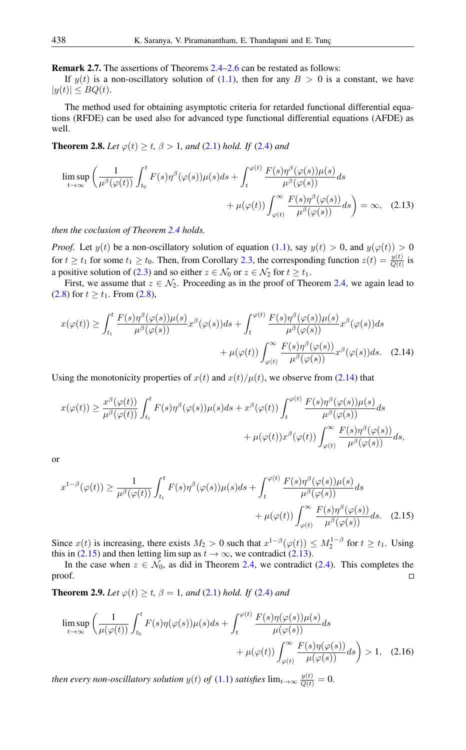**Remark 2.7.** The assertions of Theorems 2.4–2.6 can be restated as follows:

If $y(t)$ is a non-oscillatory solution of (1.1), then for any $B > 0$ is a constant, we have $|y(t)| \leq BQ(t)$.

The method used for obtaining asymptotic criteria for retarded functional differential equations (RFDE) can be used also for advanced type functional differential equations (AFDE) as well.

**Theorem 2.8.** *Let $\varphi(t) \geq t$, $\beta > 1$, and (2.1) hold. If (2.4) and*

$$\limsup_{t\to\infty} \left( \frac{1}{\mu^\beta(\varphi(t))} \int_{t_0}^{t} F(s)\eta^\beta(\varphi(s))\mu(s)ds + \int_t^{\varphi(t)} \frac{F(s)\eta^\beta(\varphi(s))\mu(s)}{\mu^\beta(\varphi(s))}ds + \mu(\varphi(t)) \int_{\varphi(t)}^{\infty} \frac{F(s)\eta^\beta(\varphi(s))}{\mu^\beta(\varphi(s))}ds \right) = \infty, \quad (2.13)$$

*then the coclusion of Theorem 2.4 holds.*

*Proof.* Let $y(t)$ be a non-oscillatory solution of equation (1.1), say $y(t) > 0$, and $y(\varphi(t)) > 0$ for $t \geq t_1$ for some $t_1 \geq t_0$. Then, from Corollary 2.3, the corresponding function $z(t) = \frac{y(t)}{Q(t)}$ is a positive solution of (2.3) and so either $z \in \mathcal{N}_0$ or $z \in \mathcal{N}_2$ for $t \geq t_1$.

First, we assume that $z \in \mathcal{N}_2$. Proceeding as in the proof of Theorem 2.4, we again lead to (2.8) for $t \geq t_1$. From (2.8),

$$x(\varphi(t)) \geq \int_{t_1}^{t} \frac{F(s)\eta^\beta(\varphi(s))\mu(s)}{\mu^\beta(\varphi(s))} x^\beta(\varphi(s))ds + \int_t^{\varphi(t)} \frac{F(s)\eta^\beta(\varphi(s))\mu(s)}{\mu^\beta(\varphi(s))} x^\beta(\varphi(s))ds + \mu(\varphi(t)) \int_{\varphi(t)}^{\infty} \frac{F(s)\eta^\beta(\varphi(s))}{\mu^\beta(\varphi(s))} x^\beta(\varphi(s))ds. \quad (2.14)$$

Using the monotonicity properties of $x(t)$ and $x(t)/\mu(t)$, we observe from (2.14) that

$$x(\varphi(t)) \geq \frac{x^\beta(\varphi(t))}{\mu^\beta(\varphi(t))} \int_{t_1}^{t} F(s)\eta^\beta(\varphi(s))\mu(s)ds + x^\beta(\varphi(t)) \int_t^{\varphi(t)} \frac{F(s)\eta^\beta(\varphi(s))\mu(s)}{\mu^\beta(\varphi(s))}ds + \mu(\varphi(t))x^\beta(\varphi(t)) \int_{\varphi(t)}^{\infty} \frac{F(s)\eta^\beta(\varphi(s))}{\mu^\beta(\varphi(s))}ds,$$

or

$$x^{1-\beta}(\varphi(t)) \geq \frac{1}{\mu^\beta(\varphi(t))} \int_{t_1}^{t} F(s)\eta^\beta(\varphi(s))\mu(s)ds + \int_t^{\varphi(t)} \frac{F(s)\eta^\beta(\varphi(s))\mu(s)}{\mu^\beta(\varphi(s))}ds + \mu(\varphi(t)) \int_{\varphi(t)}^{\infty} \frac{F(s)\eta^\beta(\varphi(s))}{\mu^\beta(\varphi(s))}ds. \quad (2.15)$$

Since $x(t)$ is increasing, there exists $M_2 > 0$ such that $x^{1-\beta}(\varphi(t)) \leq M_2^{1-\beta}$ for $t \geq t_1$. Using this in (2.15) and then letting $\limsup$ as $t \to \infty$, we contradict (2.13).

In the case when $z \in \mathcal{N}_0$, as did in Theorem 2.4, we contradict (2.4). This completes the proof. $\square$

**Theorem 2.9.** *Let $\varphi(t) \geq t$, $\beta = 1$, and (2.1) hold. If (2.4) and*

$$\limsup_{t\to\infty} \left( \frac{1}{\mu(\varphi(t))} \int_{t_0}^{t} F(s)\eta(\varphi(s))\mu(s)ds + \int_t^{\varphi(t)} \frac{F(s)\eta(\varphi(s))\mu(s)}{\mu(\varphi(s))}ds + \mu(\varphi(t)) \int_{\varphi(t)}^{\infty} \frac{F(s)\eta(\varphi(s))}{\mu(\varphi(s))}ds \right) > 1, \quad (2.16)$$

*then every non-oscillatory solution $y(t)$ of (1.1) satisfies $\lim_{t\to\infty} \frac{y(t)}{Q(t)} = 0$.*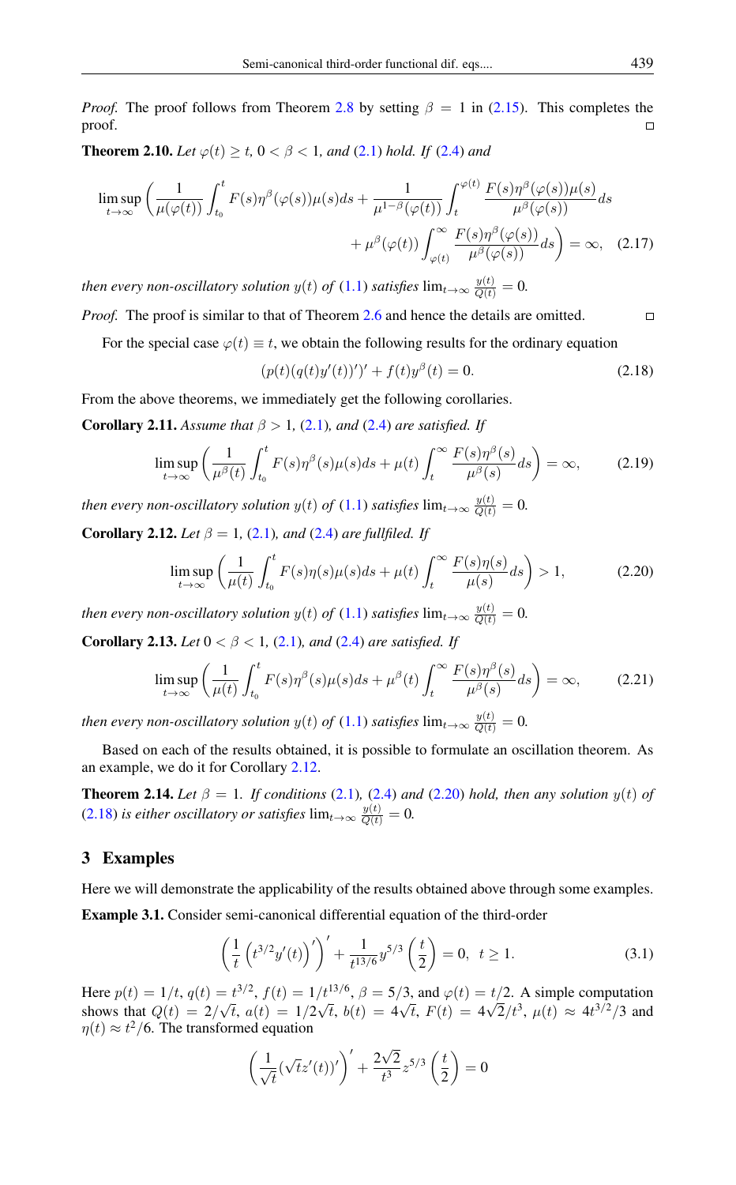*Proof.* The proof follows from Theorem 2.8 by setting $\beta = 1$ in (2.15). This completes the proof. □

**Theorem 2.10.** *Let $\varphi(t) \geq t$, $0 < \beta < 1$, and (2.1) hold. If (2.4) and*

$$\limsup_{t\to\infty} \left( \frac{1}{\mu(\varphi(t))} \int_{t_0}^{t} F(s)\eta^{\beta}(\varphi(s))\mu(s)ds + \frac{1}{\mu^{1-\beta}(\varphi(t))} \int_{t}^{\varphi(t)} \frac{F(s)\eta^{\beta}(\varphi(s))\mu(s)}{\mu^{\beta}(\varphi(s))}ds \right.$$
$$\left. + \mu^{\beta}(\varphi(t)) \int_{\varphi(t)}^{\infty} \frac{F(s)\eta^{\beta}(\varphi(s))}{\mu^{\beta}(\varphi(s))}ds \right) = \infty, \quad (2.17)$$

*then every non-oscillatory solution $y(t)$ of (1.1) satisfies $\lim_{t\to\infty} \frac{y(t)}{Q(t)} = 0$.*

*Proof.* The proof is similar to that of Theorem 2.6 and hence the details are omitted. □

For the special case $\varphi(t) \equiv t$, we obtain the following results for the ordinary equation

$$(p(t)(q(t)y'(t))')' + f(t)y^{\beta}(t) = 0. \quad (2.18)$$

From the above theorems, we immediately get the following corollaries.

**Corollary 2.11.** *Assume that $\beta > 1$, (2.1), and (2.4) are satisfied. If*

$$\limsup_{t\to\infty} \left( \frac{1}{\mu^{\beta}(t)} \int_{t_0}^{t} F(s)\eta^{\beta}(s)\mu(s)ds + \mu(t) \int_{t}^{\infty} \frac{F(s)\eta^{\beta}(s)}{\mu^{\beta}(s)}ds \right) = \infty, \quad (2.19)$$

*then every non-oscillatory solution $y(t)$ of (1.1) satisfies $\lim_{t\to\infty} \frac{y(t)}{Q(t)} = 0$.*

**Corollary 2.12.** *Let $\beta = 1$, (2.1), and (2.4) are fullfiled. If*

$$\limsup_{t\to\infty} \left( \frac{1}{\mu(t)} \int_{t_0}^{t} F(s)\eta(s)\mu(s)ds + \mu(t) \int_{t}^{\infty} \frac{F(s)\eta(s)}{\mu(s)}ds \right) > 1, \quad (2.20)$$

*then every non-oscillatory solution $y(t)$ of (1.1) satisfies $\lim_{t\to\infty} \frac{y(t)}{Q(t)} = 0$.*

**Corollary 2.13.** *Let $0 < \beta < 1$, (2.1), and (2.4) are satisfied. If*

$$\limsup_{t\to\infty} \left( \frac{1}{\mu(t)} \int_{t_0}^{t} F(s)\eta^{\beta}(s)\mu(s)ds + \mu^{\beta}(t) \int_{t}^{\infty} \frac{F(s)\eta^{\beta}(s)}{\mu^{\beta}(s)}ds \right) = \infty, \quad (2.21)$$

*then every non-oscillatory solution $y(t)$ of (1.1) satisfies $\lim_{t\to\infty} \frac{y(t)}{Q(t)} = 0$.*

Based on each of the results obtained, it is possible to formulate an oscillation theorem. As an example, we do it for Corollary 2.12.

**Theorem 2.14.** *Let $\beta = 1$. If conditions (2.1), (2.4) and (2.20) hold, then any solution $y(t)$ of (2.18) is either oscillatory or satisfies $\lim_{t\to\infty} \frac{y(t)}{Q(t)} = 0$.*

## 3 Examples

Here we will demonstrate the applicability of the results obtained above through some examples.

**Example 3.1.** Consider semi-canonical differential equation of the third-order

$$\left( \frac{1}{t} \left( t^{3/2}y'(t) \right)' \right)' + \frac{1}{t^{13/6}} y^{5/3} \left( \frac{t}{2} \right) = 0, \quad t \geq 1. \quad (3.1)$$

Here $p(t) = 1/t$, $q(t) = t^{3/2}$, $f(t) = 1/t^{13/6}$, $\beta = 5/3$, and $\varphi(t) = t/2$. A simple computation shows that $Q(t) = 2/\sqrt{t}$, $a(t) = 1/2\sqrt{t}$, $b(t) = 4\sqrt{t}$, $F(t) = 4\sqrt{2}/t^3$, $\mu(t) \approx 4t^{3/2}/3$ and $\eta(t) \approx t^2/6$. The transformed equation

$$\left( \frac{1}{\sqrt{t}} (\sqrt{t}z'(t))' \right)' + \frac{2\sqrt{2}}{t^3} z^{5/3} \left( \frac{t}{2} \right) = 0$$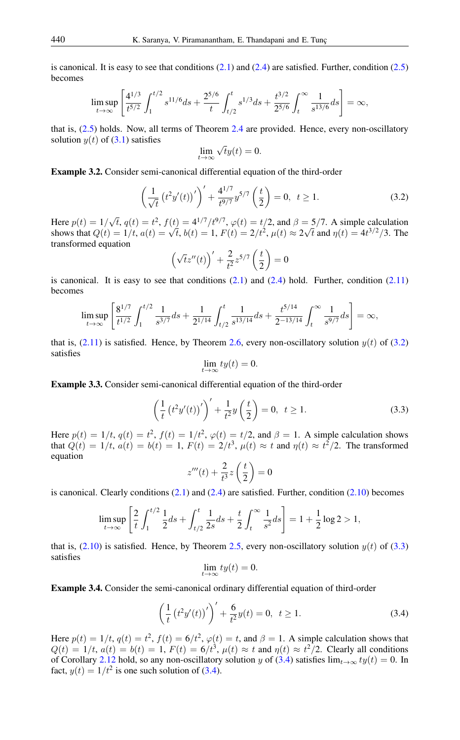is canonical. It is easy to see that conditions (2.1) and (2.4) are satisfied. Further, condition (2.5) becomes

$$\limsup_{t\to\infty}\left[\frac{4^{1/3}}{t^{5/2}}\int_1^{t/2} s^{11/6}ds+\frac{2^{5/6}}{t}\int_{t/2}^{t} s^{1/3}ds+\frac{t^{3/2}}{2^{5/6}}\int_t^{\infty}\frac{1}{s^{13/6}}ds\right]=\infty,$$

that is, (2.5) holds. Now, all terms of Theorem 2.4 are provided. Hence, every non-oscillatory solution $y(t)$ of (3.1) satisfies

$$\lim_{t\to\infty}\sqrt{t}y(t)=0.$$

**Example 3.2.** Consider semi-canonical differential equation of the third-order

$$\left(\frac{1}{\sqrt{t}}\left(t^2y'(t)\right)'\right)'+\frac{4^{1/7}}{t^{9/7}}y^{5/7}\left(\frac{t}{2}\right)=0,\ \ t\geq 1. \tag{3.2}$$

Here $p(t)=1/\sqrt{t}$, $q(t)=t^2$, $f(t)=4^{1/7}/t^{9/7}$, $\varphi(t)=t/2$, and $\beta=5/7$. A simple calculation shows that $Q(t)=1/t$, $a(t)=\sqrt{t}$, $b(t)=1$, $F(t)=2/t^2$, $\mu(t)\approx 2\sqrt{t}$ and $\eta(t)=4t^{3/2}/3$. The transformed equation

$$\left(\sqrt{t}z''(t)\right)'+\frac{2}{t^2}z^{5/7}\left(\frac{t}{2}\right)=0$$

is canonical. It is easy to see that conditions (2.1) and (2.4) hold. Further, condition (2.11) becomes

$$\limsup_{t\to\infty}\left[\frac{8^{1/7}}{t^{1/2}}\int_1^{t/2}\frac{1}{s^{3/7}}ds+\frac{1}{2^{1/14}}\int_{t/2}^{t}\frac{1}{s^{13/14}}ds+\frac{t^{5/14}}{2^{-13/14}}\int_t^{\infty}\frac{1}{s^{9/7}}ds\right]=\infty,$$

that is, (2.11) is satisfied. Hence, by Theorem 2.6, every non-oscillatory solution $y(t)$ of (3.2) satisfies

$$\lim_{t\to\infty}ty(t)=0.$$

**Example 3.3.** Consider semi-canonical differential equation of the third-order

$$\left(\frac{1}{t}\left(t^2y'(t)\right)'\right)'+\frac{1}{t^2}y\left(\frac{t}{2}\right)=0,\ \ t\geq 1. \tag{3.3}$$

Here $p(t)=1/t$, $q(t)=t^2$, $f(t)=1/t^2$, $\varphi(t)=t/2$, and $\beta=1$. A simple calculation shows that $Q(t)=1/t$, $a(t)=b(t)=1$, $F(t)=2/t^3$, $\mu(t)\approx t$ and $\eta(t)\approx t^2/2$. The transformed equation

$$z'''(t)+\frac{2}{t^3}z\left(\frac{t}{2}\right)=0$$

is canonical. Clearly conditions (2.1) and (2.4) are satisfied. Further, condition (2.10) becomes

$$\limsup_{t\to\infty}\left[\frac{2}{t}\int_1^{t/2}\frac{1}{2}ds+\int_{t/2}^{t}\frac{1}{2s}ds+\frac{t}{2}\int_t^{\infty}\frac{1}{s^2}ds\right]=1+\frac{1}{2}\log 2>1,$$

that is, (2.10) is satisfied. Hence, by Theorem 2.5, every non-oscillatory solution $y(t)$ of (3.3) satisfies

$$\lim_{t\to\infty}ty(t)=0.$$

**Example 3.4.** Consider the semi-canonical ordinary differential equation of third-order

$$\left(\frac{1}{t}\left(t^2y'(t)\right)'\right)'+\frac{6}{t^2}y(t)=0,\ \ t\geq 1. \tag{3.4}$$

Here $p(t)=1/t$, $q(t)=t^2$, $f(t)=6/t^2$, $\varphi(t)=t$, and $\beta=1$. A simple calculation shows that $Q(t)=1/t$, $a(t)=b(t)=1$, $F(t)=6/t^3$, $\mu(t)\approx t$ and $\eta(t)\approx t^2/2$. Clearly all conditions of Corollary 2.12 hold, so any non-oscillatory solution $y$ of (3.4) satisfies $\lim_{t\to\infty}ty(t)=0$. In fact, $y(t)=1/t^2$ is one such solution of (3.4).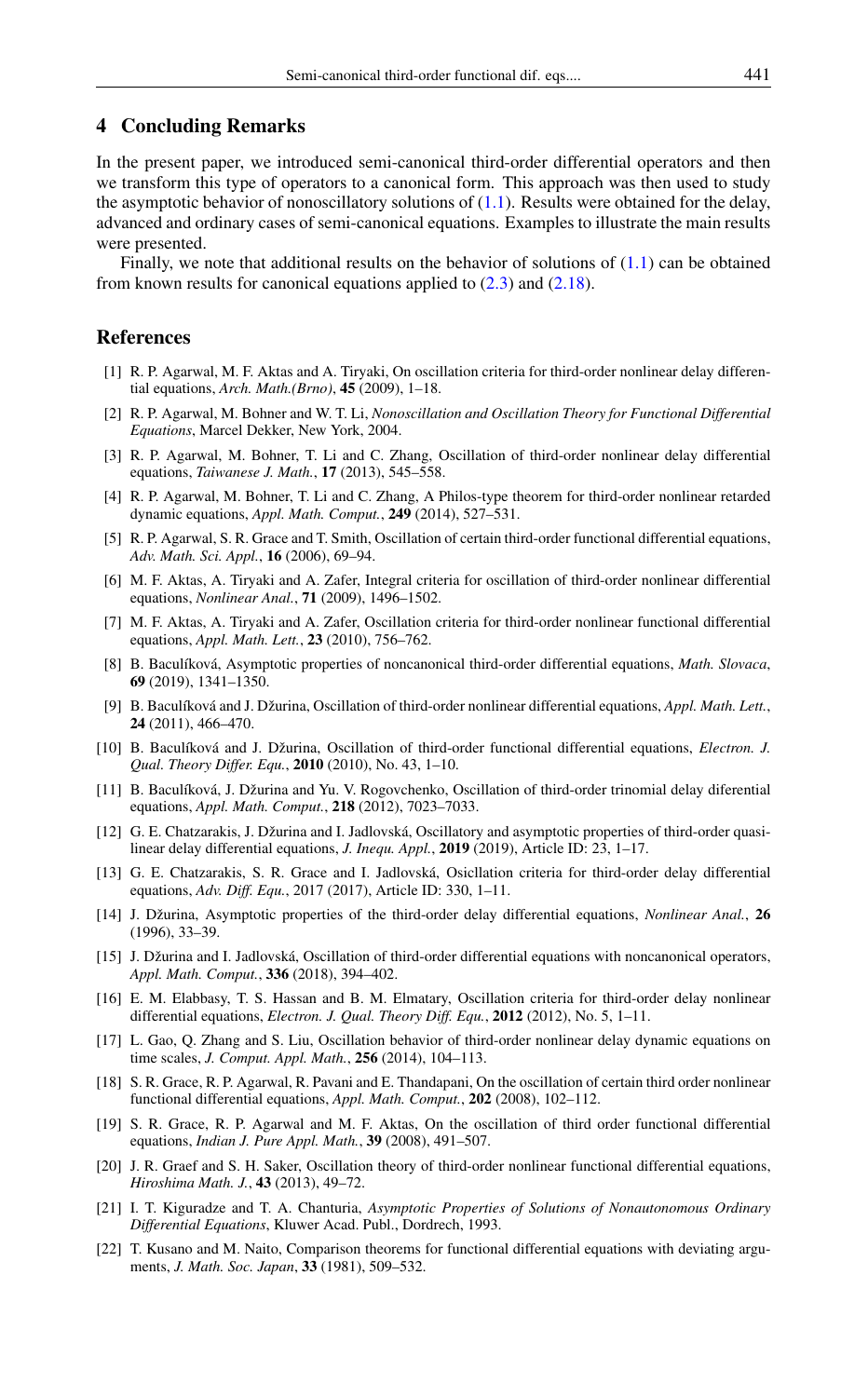## 4 Concluding Remarks

In the present paper, we introduced semi-canonical third-order differential operators and then we transform this type of operators to a canonical form. This approach was then used to study the asymptotic behavior of nonoscillatory solutions of (1.1). Results were obtained for the delay, advanced and ordinary cases of semi-canonical equations. Examples to illustrate the main results were presented.

Finally, we note that additional results on the behavior of solutions of (1.1) can be obtained from known results for canonical equations applied to (2.3) and (2.18).

## References

[1] R. P. Agarwal, M. F. Aktas and A. Tiryaki, On oscillation criteria for third-order nonlinear delay differential equations, *Arch. Math.(Brno)*, **45** (2009), 1–18.

[2] R. P. Agarwal, M. Bohner and W. T. Li, *Nonoscillation and Oscillation Theory for Functional Differential Equations*, Marcel Dekker, New York, 2004.

[3] R. P. Agarwal, M. Bohner, T. Li and C. Zhang, Oscillation of third-order nonlinear delay differential equations, *Taiwanese J. Math.*, **17** (2013), 545–558.

[4] R. P. Agarwal, M. Bohner, T. Li and C. Zhang, A Philos-type theorem for third-order nonlinear retarded dynamic equations, *Appl. Math. Comput.*, **249** (2014), 527–531.

[5] R. P. Agarwal, S. R. Grace and T. Smith, Oscillation of certain third-order functional differential equations, *Adv. Math. Sci. Appl.*, **16** (2006), 69–94.

[6] M. F. Aktas, A. Tiryaki and A. Zafer, Integral criteria for oscillation of third-order nonlinear differential equations, *Nonlinear Anal.*, **71** (2009), 1496–1502.

[7] M. F. Aktas, A. Tiryaki and A. Zafer, Oscillation criteria for third-order nonlinear functional differential equations, *Appl. Math. Lett.*, **23** (2010), 756–762.

[8] B. Baculíková, Asymptotic properties of noncanonical third-order differential equations, *Math. Slovaca*, **69** (2019), 1341–1350.

[9] B. Baculíková and J. Džurina, Oscillation of third-order nonlinear differential equations, *Appl. Math. Lett.*, **24** (2011), 466–470.

[10] B. Baculíková and J. Džurina, Oscillation of third-order functional differential equations, *Electron. J. Qual. Theory Differ. Equ.*, **2010** (2010), No. 43, 1–10.

[11] B. Baculíková, J. Džurina and Yu. V. Rogovchenko, Oscillation of third-order trinomial delay diferential equations, *Appl. Math. Comput.*, **218** (2012), 7023–7033.

[12] G. E. Chatzarakis, J. Džurina and I. Jadlovská, Oscillatory and asymptotic properties of third-order quasilinear delay differential equations, *J. Inequ. Appl.*, **2019** (2019), Article ID: 23, 1–17.

[13] G. E. Chatzarakis, S. R. Grace and I. Jadlovská, Osicllation criteria for third-order delay differential equations, *Adv. Diff. Equ.*, 2017 (2017), Article ID: 330, 1–11.

[14] J. Džurina, Asymptotic properties of the third-order delay differential equations, *Nonlinear Anal.*, **26** (1996), 33–39.

[15] J. Džurina and I. Jadlovská, Oscillation of third-order differential equations with noncanonical operators, *Appl. Math. Comput.*, **336** (2018), 394–402.

[16] E. M. Elabbasy, T. S. Hassan and B. M. Elmatary, Oscillation criteria for third-order delay nonlinear differential equations, *Electron. J. Qual. Theory Diff. Equ.*, **2012** (2012), No. 5, 1–11.

[17] L. Gao, Q. Zhang and S. Liu, Oscillation behavior of third-order nonlinear delay dynamic equations on time scales, *J. Comput. Appl. Math.*, **256** (2014), 104–113.

[18] S. R. Grace, R. P. Agarwal, R. Pavani and E. Thandapani, On the oscillation of certain third order nonlinear functional differential equations, *Appl. Math. Comput.*, **202** (2008), 102–112.

[19] S. R. Grace, R. P. Agarwal and M. F. Aktas, On the oscillation of third order functional differential equations, *Indian J. Pure Appl. Math.*, **39** (2008), 491–507.

[20] J. R. Graef and S. H. Saker, Oscillation theory of third-order nonlinear functional differential equations, *Hiroshima Math. J.*, **43** (2013), 49–72.

[21] I. T. Kiguradze and T. A. Chanturia, *Asymptotic Properties of Solutions of Nonautonomous Ordinary Differential Equations*, Kluwer Acad. Publ., Dordrech, 1993.

[22] T. Kusano and M. Naito, Comparison theorems for functional differential equations with deviating arguments, *J. Math. Soc. Japan*, **33** (1981), 509–532.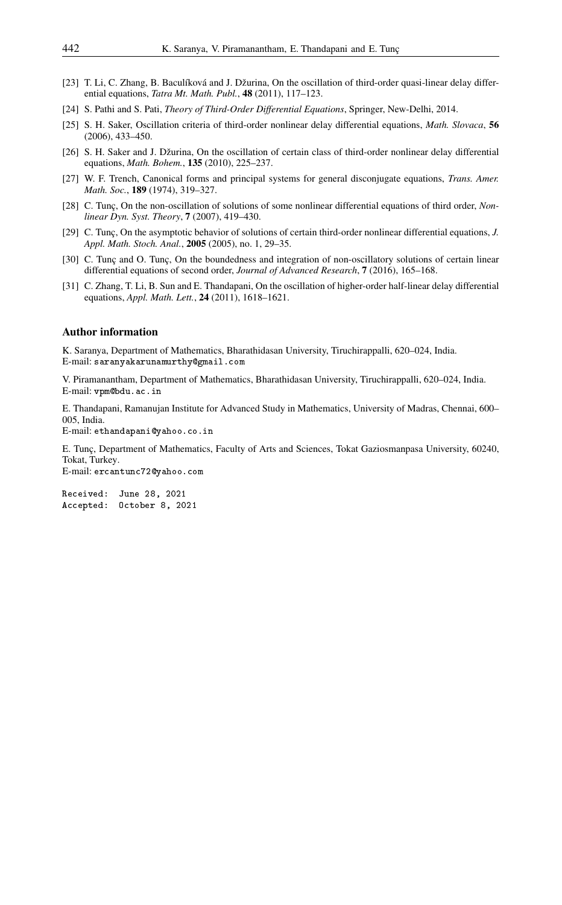[23] T. Li, C. Zhang, B. Baculíková and J. Džurina, On the oscillation of third-order quasi-linear delay differential equations, *Tatra Mt. Math. Publ.*, **48** (2011), 117–123.

[24] S. Pathi and S. Pati, *Theory of Third-Order Differential Equations*, Springer, New-Delhi, 2014.

[25] S. H. Saker, Oscillation criteria of third-order nonlinear delay differential equations, *Math. Slovaca*, **56** (2006), 433–450.

[26] S. H. Saker and J. Džurina, On the oscillation of certain class of third-order nonlinear delay differential equations, *Math. Bohem.*, **135** (2010), 225–237.

[27] W. F. Trench, Canonical forms and principal systems for general disconjugate equations, *Trans. Amer. Math. Soc.*, **189** (1974), 319–327.

[28] C. Tunç, On the non-oscillation of solutions of some nonlinear differential equations of third order, *Nonlinear Dyn. Syst. Theory*, **7** (2007), 419–430.

[29] C. Tunç, On the asymptotic behavior of solutions of certain third-order nonlinear differential equations, *J. Appl. Math. Stoch. Anal.*, **2005** (2005), no. 1, 29–35.

[30] C. Tunç and O. Tunç, On the boundedness and integration of non-oscillatory solutions of certain linear differential equations of second order, *Journal of Advanced Research*, **7** (2016), 165–168.

[31] C. Zhang, T. Li, B. Sun and E. Thandapani, On the oscillation of higher-order half-linear delay differential equations, *Appl. Math. Lett.*, **24** (2011), 1618–1621.

### Author information

K. Saranya, Department of Mathematics, Bharathidasan University, Tiruchirappalli, 620–024, India.
E-mail: saranyakarunamurthy@gmail.com

V. Piramanantham, Department of Mathematics, Bharathidasan University, Tiruchirappalli, 620–024, India.
E-mail: vpm@bdu.ac.in

E. Thandapani, Ramanujan Institute for Advanced Study in Mathematics, University of Madras, Chennai, 600–005, India.
E-mail: ethandapani@yahoo.co.in

E. Tunç, Department of Mathematics, Faculty of Arts and Sciences, Tokat Gaziosmanpasa University, 60240, Tokat, Turkey.
E-mail: ercantunc72@yahoo.com

Received: June 28, 2021
Accepted: October 8, 2021